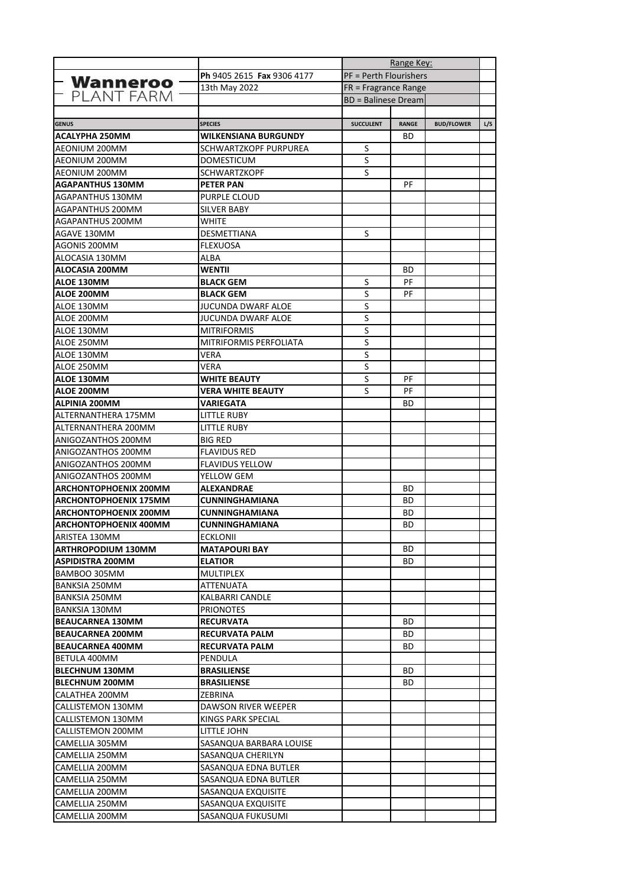| | | Range Key: | | | |
|---|---|---|---|---|---|
| **Wanneroo** PLANT FARM | **Ph** 9405 2615 **Fax** 9306 4177 | PF = Perth Flourishers | | | |
| | 13th May 2022 | FR = Fragrance Range | | | |
| | | BD = Balinese Dream | | | |
| | | | | | |
| **GENUS** | **SPECIES** | **SUCCULENT** | **RANGE** | **BUD/FLOWER** | **L/S** |
| **ACALYPHA 250MM** | **WILKENSIANA BURGUNDY** | | BD | | |
| AEONIUM 200MM | SCHWARTZKOPF PURPUREA | S | | | |
| AEONIUM 200MM | DOMESTICUM | S | | | |
| AEONIUM 200MM | SCHWARTZKOPF | S | | | |
| **AGAPANTHUS 130MM** | **PETER PAN** | | PF | | |
| AGAPANTHUS 130MM | PURPLE CLOUD | | | | |
| AGAPANTHUS 200MM | SILVER BABY | | | | |
| AGAPANTHUS 200MM | WHITE | | | | |
| AGAVE 130MM | DESMETTIANA | S | | | |
| AGONIS 200MM | FLEXUOSA | | | | |
| ALOCASIA 130MM | ALBA | | | | |
| **ALOCASIA 200MM** | **WENTII** | | BD | | |
| **ALOE 130MM** | **BLACK GEM** | S | PF | | |
| **ALOE 200MM** | **BLACK GEM** | S | PF | | |
| ALOE 130MM | JUCUNDA DWARF ALOE | S | | | |
| ALOE 200MM | JUCUNDA DWARF ALOE | S | | | |
| ALOE 130MM | MITRIFORMIS | S | | | |
| ALOE 250MM | MITRIFORMIS PERFOLIATA | S | | | |
| ALOE 130MM | VERA | S | | | |
| ALOE 250MM | VERA | S | | | |
| **ALOE 130MM** | **WHITE BEAUTY** | S | PF | | |
| **ALOE 200MM** | **VERA WHITE BEAUTY** | S | PF | | |
| **ALPINIA 200MM** | **VARIEGATA** | | BD | | |
| ALTERNANTHERA 175MM | LITTLE RUBY | | | | |
| ALTERNANTHERA 200MM | LITTLE RUBY | | | | |
| ANIGOZANTHOS 200MM | BIG RED | | | | |
| ANIGOZANTHOS 200MM | FLAVIDUS RED | | | | |
| ANIGOZANTHOS 200MM | FLAVIDUS YELLOW | | | | |
| ANIGOZANTHOS 200MM | YELLOW GEM | | | | |
| **ARCHONTOPHOENIX 200MM** | **ALEXANDRAE** | | BD | | |
| **ARCHONTOPHOENIX 175MM** | **CUNNINGHAMIANA** | | BD | | |
| **ARCHONTOPHOENIX 200MM** | **CUNNINGHAMIANA** | | BD | | |
| **ARCHONTOPHOENIX 400MM** | **CUNNINGHAMIANA** | | BD | | |
| ARISTEA 130MM | ECKLONII | | | | |
| **ARTHROPODIUM 130MM** | **MATAPOURI BAY** | | BD | | |
| **ASPIDISTRA 200MM** | **ELATIOR** | | BD | | |
| BAMBOO 305MM | MULTIPLEX | | | | |
| BANKSIA 250MM | ATTENUATA | | | | |
| BANKSIA 250MM | KALBARRI CANDLE | | | | |
| BANKSIA 130MM | PRIONOTES | | | | |
| **BEAUCARNEA 130MM** | **RECURVATA** | | BD | | |
| **BEAUCARNEA 200MM** | **RECURVATA PALM** | | BD | | |
| **BEAUCARNEA 400MM** | **RECURVATA PALM** | | BD | | |
| BETULA 400MM | PENDULA | | | | |
| **BLECHNUM 130MM** | **BRASILIENSE** | | BD | | |
| **BLECHNUM 200MM** | **BRASILIENSE** | | BD | | |
| CALATHEA 200MM | ZEBRINA | | | | |
| CALLISTEMON 130MM | DAWSON RIVER WEEPER | | | | |
| CALLISTEMON 130MM | KINGS PARK SPECIAL | | | | |
| CALLISTEMON 200MM | LITTLE JOHN | | | | |
| CAMELLIA 305MM | SASANQUA BARBARA LOUISE | | | | |
| CAMELLIA 250MM | SASANQUA CHERILYN | | | | |
| CAMELLIA 200MM | SASANQUA EDNA BUTLER | | | | |
| CAMELLIA 250MM | SASANQUA EDNA BUTLER | | | | |
| CAMELLIA 200MM | SASANQUA EXQUISITE | | | | |
| CAMELLIA 250MM | SASANQUA EXQUISITE | | | | |
| CAMELLIA 200MM | SASANQUA FUKUSUMI | | | | |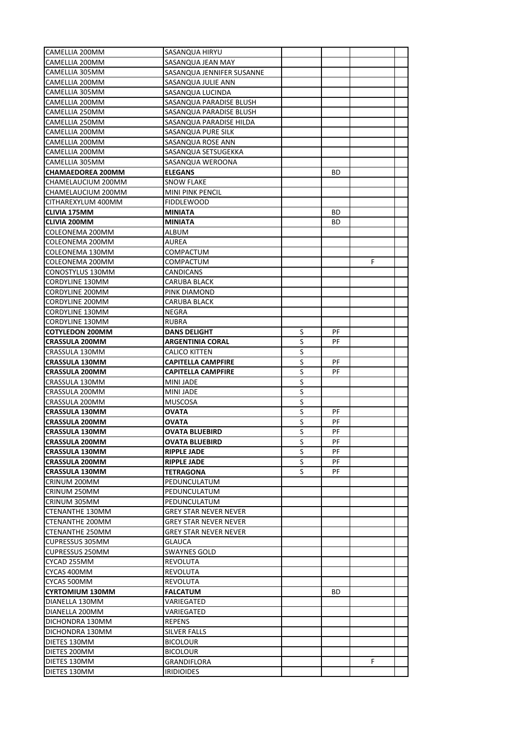| CAMELLIA 200MM | SASANQUA HIRYU | | | | |
|---|---|---|---|---|---|
| CAMELLIA 200MM | SASANQUA JEAN MAY | | | | |
| CAMELLIA 305MM | SASANQUA JENNIFER SUSANNE | | | | |
| CAMELLIA 200MM | SASANQUA JULIE ANN | | | | |
| CAMELLIA 305MM | SASANQUA LUCINDA | | | | |
| CAMELLIA 200MM | SASANQUA PARADISE BLUSH | | | | |
| CAMELLIA 250MM | SASANQUA PARADISE BLUSH | | | | |
| CAMELLIA 250MM | SASANQUA PARADISE HILDA | | | | |
| CAMELLIA 200MM | SASANQUA PURE SILK | | | | |
| CAMELLIA 200MM | SASANQUA ROSE ANN | | | | |
| CAMELLIA 200MM | SASANQUA SETSUGEKKA | | | | |
| CAMELLIA 305MM | SASANQUA WEROONA | | | | |
| **CHAMAEDOREA 200MM** | **ELEGANS** | | BD | | |
| CHAMELAUCIUM 200MM | SNOW FLAKE | | | | |
| CHAMELAUCIUM 200MM | MINI PINK PENCIL | | | | |
| CITHAREXYLUM 400MM | FIDDLEWOOD | | | | |
| **CLIVIA 175MM** | **MINIATA** | | BD | | |
| **CLIVIA 200MM** | **MINIATA** | | BD | | |
| COLEONEMA 200MM | ALBUM | | | | |
| COLEONEMA 200MM | AUREA | | | | |
| COLEONEMA 130MM | COMPACTUM | | | | |
| COLEONEMA 200MM | COMPACTUM | | | F | |
| CONOSTYLUS 130MM | CANDICANS | | | | |
| CORDYLINE 130MM | CARUBA BLACK | | | | |
| CORDYLINE 200MM | PINK DIAMOND | | | | |
| CORDYLINE 200MM | CARUBA BLACK | | | | |
| CORDYLINE 130MM | NEGRA | | | | |
| CORDYLINE 130MM | RUBRA | | | | |
| **COTYLEDON 200MM** | **DANS DELIGHT** | S | PF | | |
| **CRASSULA 200MM** | **ARGENTINIA CORAL** | S | PF | | |
| CRASSULA 130MM | CALICO KITTEN | S | | | |
| **CRASSULA 130MM** | **CAPITELLA CAMPFIRE** | S | PF | | |
| **CRASSULA 200MM** | **CAPITELLA CAMPFIRE** | S | PF | | |
| CRASSULA 130MM | MINI JADE | S | | | |
| CRASSULA 200MM | MINI JADE | S | | | |
| CRASSULA 200MM | MUSCOSA | S | | | |
| **CRASSULA 130MM** | **OVATA** | S | PF | | |
| **CRASSULA 200MM** | **OVATA** | S | PF | | |
| **CRASSULA 130MM** | **OVATA BLUEBIRD** | S | PF | | |
| **CRASSULA 200MM** | **OVATA BLUEBIRD** | S | PF | | |
| **CRASSULA 130MM** | **RIPPLE JADE** | S | PF | | |
| **CRASSULA 200MM** | **RIPPLE JADE** | S | PF | | |
| **CRASSULA 130MM** | **TETRAGONA** | S | PF | | |
| CRINUM 200MM | PEDUNCULATUM | | | | |
| CRINUM 250MM | PEDUNCULATUM | | | | |
| CRINUM 305MM | PEDUNCULATUM | | | | |
| CTENANTHE 130MM | GREY STAR NEVER NEVER | | | | |
| CTENANTHE 200MM | GREY STAR NEVER NEVER | | | | |
| CTENANTHE 250MM | GREY STAR NEVER NEVER | | | | |
| CUPRESSUS 305MM | GLAUCA | | | | |
| CUPRESSUS 250MM | SWAYNES GOLD | | | | |
| CYCAD 255MM | REVOLUTA | | | | |
| CYCAS 400MM | REVOLUTA | | | | |
| CYCAS 500MM | REVOLUTA | | | | |
| **CYRTOMIUM 130MM** | **FALCATUM** | | BD | | |
| DIANELLA 130MM | VARIEGATED | | | | |
| DIANELLA 200MM | VARIEGATED | | | | |
| DICHONDRA 130MM | REPENS | | | | |
| DICHONDRA 130MM | SILVER FALLS | | | | |
| DIETES 130MM | BICOLOUR | | | | |
| DIETES 200MM | BICOLOUR | | | | |
| DIETES 130MM | GRANDIFLORA | | | F | |
| DIETES 130MM | IRIDIOIDES | | | | |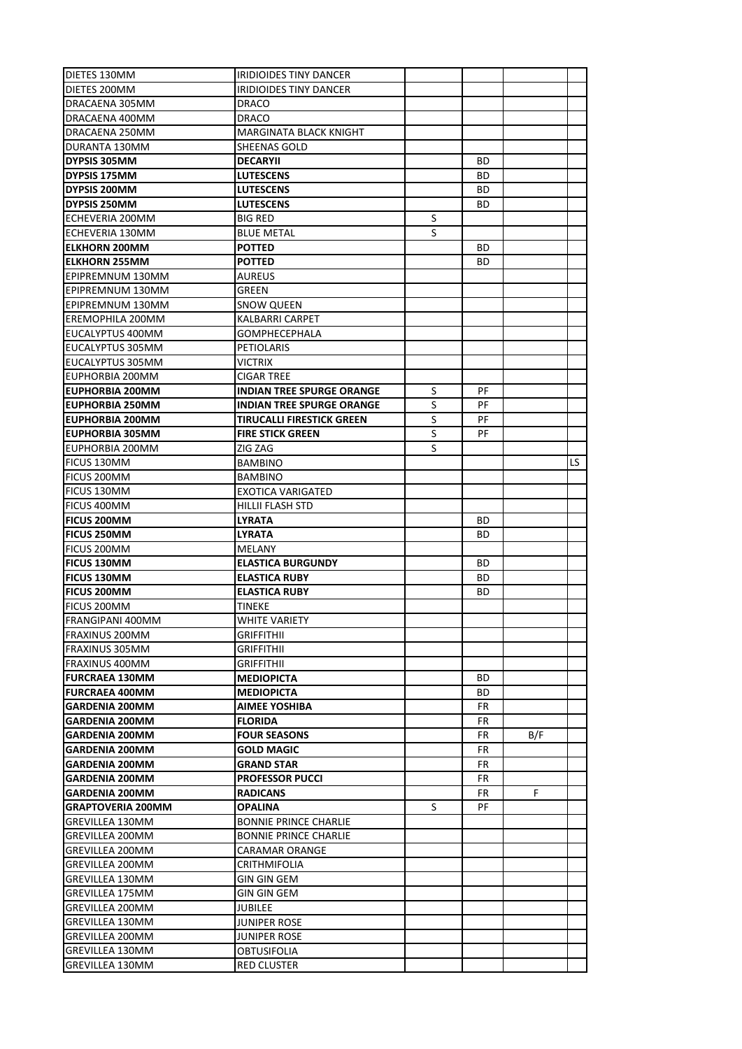| | | | | | |
|---|---|---|---|---|---|
| DIETES 130MM | IRIDIOIDES TINY DANCER | | | | |
| DIETES 200MM | IRIDIOIDES TINY DANCER | | | | |
| DRACAENA 305MM | DRACO | | | | |
| DRACAENA 400MM | DRACO | | | | |
| DRACAENA 250MM | MARGINATA BLACK KNIGHT | | | | |
| DURANTA 130MM | SHEENAS GOLD | | | | |
| **DYPSIS 305MM** | **DECARYII** | | BD | | |
| **DYPSIS 175MM** | **LUTESCENS** | | BD | | |
| **DYPSIS 200MM** | **LUTESCENS** | | BD | | |
| **DYPSIS 250MM** | **LUTESCENS** | | BD | | |
| ECHEVERIA 200MM | BIG RED | S | | | |
| ECHEVERIA 130MM | BLUE METAL | S | | | |
| **ELKHORN 200MM** | **POTTED** | | BD | | |
| **ELKHORN 255MM** | **POTTED** | | BD | | |
| EPIPREMNUM 130MM | AUREUS | | | | |
| EPIPREMNUM 130MM | GREEN | | | | |
| EPIPREMNUM 130MM | SNOW QUEEN | | | | |
| EREMOPHILA 200MM | KALBARRI CARPET | | | | |
| EUCALYPTUS 400MM | GOMPHECEPHALA | | | | |
| EUCALYPTUS 305MM | PETIOLARIS | | | | |
| EUCALYPTUS 305MM | VICTRIX | | | | |
| EUPHORBIA 200MM | CIGAR TREE | | | | |
| **EUPHORBIA 200MM** | **INDIAN TREE SPURGE ORANGE** | S | PF | | |
| **EUPHORBIA 250MM** | **INDIAN TREE SPURGE ORANGE** | S | PF | | |
| **EUPHORBIA 200MM** | **TIRUCALLI FIRESTICK GREEN** | S | PF | | |
| **EUPHORBIA 305MM** | **FIRE STICK GREEN** | S | PF | | |
| EUPHORBIA 200MM | ZIG ZAG | S | | | |
| FICUS 130MM | BAMBINO | | | | LS |
| FICUS 200MM | BAMBINO | | | | |
| FICUS 130MM | EXOTICA VARIGATED | | | | |
| FICUS 400MM | HILLII FLASH STD | | | | |
| **FICUS 200MM** | **LYRATA** | | BD | | |
| **FICUS 250MM** | **LYRATA** | | BD | | |
| FICUS 200MM | MELANY | | | | |
| **FICUS 130MM** | **ELASTICA BURGUNDY** | | BD | | |
| **FICUS 130MM** | **ELASTICA RUBY** | | BD | | |
| **FICUS 200MM** | **ELASTICA RUBY** | | BD | | |
| FICUS 200MM | TINEKE | | | | |
| FRANGIPANI 400MM | WHITE VARIETY | | | | |
| FRAXINUS 200MM | GRIFFITHII | | | | |
| FRAXINUS 305MM | GRIFFITHII | | | | |
| FRAXINUS 400MM | GRIFFITHII | | | | |
| **FURCRAEA 130MM** | **MEDIOPICTA** | | BD | | |
| **FURCRAEA 400MM** | **MEDIOPICTA** | | BD | | |
| **GARDENIA 200MM** | **AIMEE YOSHIBA** | | FR | | |
| **GARDENIA 200MM** | **FLORIDA** | | FR | | |
| **GARDENIA 200MM** | **FOUR SEASONS** | | FR | B/F | |
| **GARDENIA 200MM** | **GOLD MAGIC** | | FR | | |
| **GARDENIA 200MM** | **GRAND STAR** | | FR | | |
| **GARDENIA 200MM** | **PROFESSOR PUCCI** | | FR | | |
| **GARDENIA 200MM** | **RADICANS** | | FR | F | |
| **GRAPTOVERIA 200MM** | **OPALINA** | S | PF | | |
| GREVILLEA 130MM | BONNIE PRINCE CHARLIE | | | | |
| GREVILLEA 200MM | BONNIE PRINCE CHARLIE | | | | |
| GREVILLEA 200MM | CARAMAR ORANGE | | | | |
| GREVILLEA 200MM | CRITHMIFOLIA | | | | |
| GREVILLEA 130MM | GIN GIN GEM | | | | |
| GREVILLEA 175MM | GIN GIN GEM | | | | |
| GREVILLEA 200MM | JUBILEE | | | | |
| GREVILLEA 130MM | JUNIPER ROSE | | | | |
| GREVILLEA 200MM | JUNIPER ROSE | | | | |
| GREVILLEA 130MM | OBTUSIFOLIA | | | | |
| GREVILLEA 130MM | RED CLUSTER | | | | |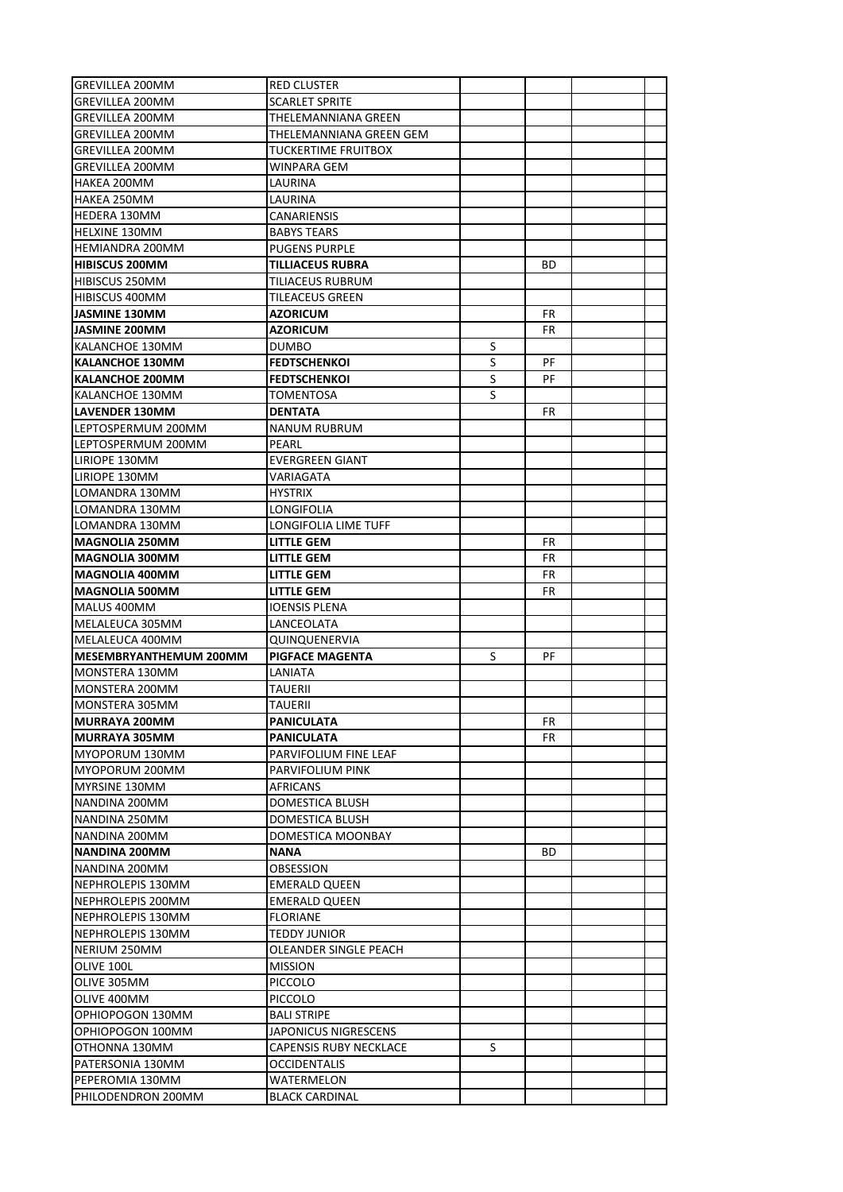| | | | | | |
|---|---|---|---|---|---|
| GREVILLEA 200MM | RED CLUSTER | | | | |
| GREVILLEA 200MM | SCARLET SPRITE | | | | |
| GREVILLEA 200MM | THELEMANNIANA GREEN | | | | |
| GREVILLEA 200MM | THELEMANNIANA GREEN GEM | | | | |
| GREVILLEA 200MM | TUCKERTIME FRUITBOX | | | | |
| GREVILLEA 200MM | WINPARA GEM | | | | |
| HAKEA 200MM | LAURINA | | | | |
| HAKEA 250MM | LAURINA | | | | |
| HEDERA 130MM | CANARIENSIS | | | | |
| HELXINE 130MM | BABYS TEARS | | | | |
| HEMIANDRA 200MM | PUGENS PURPLE | | | | |
| **HIBISCUS 200MM** | **TILLIACEUS RUBRA** | | BD | | |
| HIBISCUS 250MM | TILIACEUS RUBRUM | | | | |
| HIBISCUS 400MM | TILEACEUS GREEN | | | | |
| **JASMINE 130MM** | **AZORICUM** | | FR | | |
| **JASMINE 200MM** | **AZORICUM** | | FR | | |
| KALANCHOE 130MM | DUMBO | S | | | |
| **KALANCHOE 130MM** | **FEDTSCHENKOI** | S | PF | | |
| **KALANCHOE 200MM** | **FEDTSCHENKOI** | S | PF | | |
| KALANCHOE 130MM | TOMENTOSA | S | | | |
| **LAVENDER 130MM** | **DENTATA** | | FR | | |
| LEPTOSPERMUM 200MM | NANUM RUBRUM | | | | |
| LEPTOSPERMUM 200MM | PEARL | | | | |
| LIRIOPE 130MM | EVERGREEN GIANT | | | | |
| LIRIOPE 130MM | VARIAGATA | | | | |
| LOMANDRA 130MM | HYSTRIX | | | | |
| LOMANDRA 130MM | LONGIFOLIA | | | | |
| LOMANDRA 130MM | LONGIFOLIA LIME TUFF | | | | |
| **MAGNOLIA 250MM** | **LITTLE GEM** | | FR | | |
| **MAGNOLIA 300MM** | **LITTLE GEM** | | FR | | |
| **MAGNOLIA 400MM** | **LITTLE GEM** | | FR | | |
| **MAGNOLIA 500MM** | **LITTLE GEM** | | FR | | |
| MALUS 400MM | IOENSIS PLENA | | | | |
| MELALEUCA 305MM | LANCEOLATA | | | | |
| MELALEUCA 400MM | QUINQUENERVIA | | | | |
| **MESEMBRYANTHEMUM 200MM** | **PIGFACE MAGENTA** | S | PF | | |
| MONSTERA 130MM | LANIATA | | | | |
| MONSTERA 200MM | TAUERII | | | | |
| MONSTERA 305MM | TAUERII | | | | |
| **MURRAYA 200MM** | **PANICULATA** | | FR | | |
| **MURRAYA 305MM** | **PANICULATA** | | FR | | |
| MYOPORUM 130MM | PARVIFOLIUM FINE LEAF | | | | |
| MYOPORUM 200MM | PARVIFOLIUM PINK | | | | |
| MYRSINE 130MM | AFRICANS | | | | |
| NANDINA 200MM | DOMESTICA BLUSH | | | | |
| NANDINA 250MM | DOMESTICA BLUSH | | | | |
| NANDINA 200MM | DOMESTICA MOONBAY | | | | |
| **NANDINA 200MM** | **NANA** | | BD | | |
| NANDINA 200MM | OBSESSION | | | | |
| NEPHROLEPIS 130MM | EMERALD QUEEN | | | | |
| NEPHROLEPIS 200MM | EMERALD QUEEN | | | | |
| NEPHROLEPIS 130MM | FLORIANE | | | | |
| NEPHROLEPIS 130MM | TEDDY JUNIOR | | | | |
| NERIUM 250MM | OLEANDER SINGLE PEACH | | | | |
| OLIVE 100L | MISSION | | | | |
| OLIVE 305MM | PICCOLO | | | | |
| OLIVE 400MM | PICCOLO | | | | |
| OPHIOPOGON 130MM | BALI STRIPE | | | | |
| OPHIOPOGON 100MM | JAPONICUS NIGRESCENS | | | | |
| OTHONNA 130MM | CAPENSIS RUBY NECKLACE | S | | | |
| PATERSONIA 130MM | OCCIDENTALIS | | | | |
| PEPEROMIA 130MM | WATERMELON | | | | |
| PHILODENDRON 200MM | BLACK CARDINAL | | | | |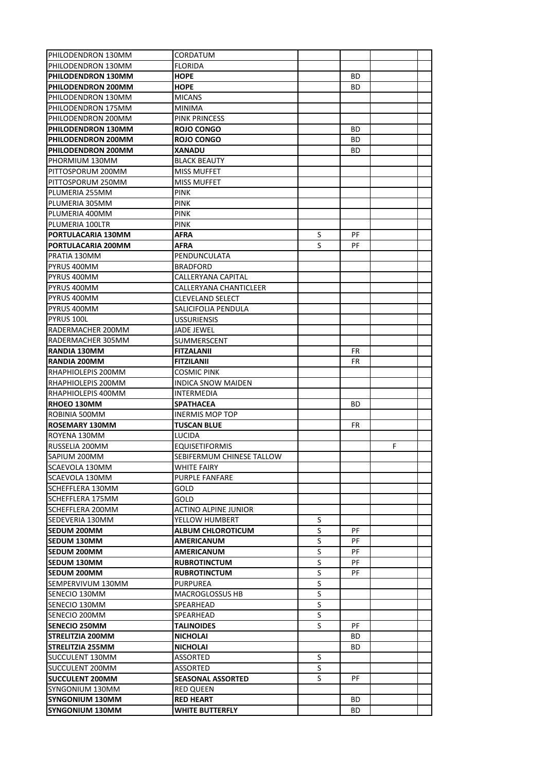| | | | | | |
|---|---|---|---|---|---|
| PHILODENDRON 130MM | CORDATUM | | | | |
| PHILODENDRON 130MM | FLORIDA | | | | |
| **PHILODENDRON 130MM** | **HOPE** | | BD | | |
| **PHILODENDRON 200MM** | **HOPE** | | BD | | |
| PHILODENDRON 130MM | MICANS | | | | |
| PHILODENDRON 175MM | MINIMA | | | | |
| PHILODENDRON 200MM | PINK PRINCESS | | | | |
| **PHILODENDRON 130MM** | **ROJO CONGO** | | BD | | |
| **PHILODENDRON 200MM** | **ROJO CONGO** | | BD | | |
| **PHILODENDRON 200MM** | **XANADU** | | BD | | |
| PHORMIUM 130MM | BLACK BEAUTY | | | | |
| PITTOSPORUM 200MM | MISS MUFFET | | | | |
| PITTOSPORUM 250MM | MISS MUFFET | | | | |
| PLUMERIA 255MM | PINK | | | | |
| PLUMERIA 305MM | PINK | | | | |
| PLUMERIA 400MM | PINK | | | | |
| PLUMERIA 100LTR | PINK | | | | |
| **PORTULACARIA 130MM** | **AFRA** | S | PF | | |
| **PORTULACARIA 200MM** | **AFRA** | S | PF | | |
| PRATIA 130MM | PENDUNCULATA | | | | |
| PYRUS 400MM | BRADFORD | | | | |
| PYRUS 400MM | CALLERYANA CAPITAL | | | | |
| PYRUS 400MM | CALLERYANA CHANTICLEER | | | | |
| PYRUS 400MM | CLEVELAND SELECT | | | | |
| PYRUS 400MM | SALICIFOLIA PENDULA | | | | |
| PYRUS 100L | USSURIENSIS | | | | |
| RADERMACHER 200MM | JADE JEWEL | | | | |
| RADERMACHER 305MM | SUMMERSCENT | | | | |
| **RANDIA 130MM** | **FITZALANII** | | FR | | |
| **RANDIA 200MM** | **FITZILANII** | | FR | | |
| RHAPHIOLEPIS 200MM | COSMIC PINK | | | | |
| RHAPHIOLEPIS 200MM | INDICA SNOW MAIDEN | | | | |
| RHAPHIOLEPIS 400MM | INTERMEDIA | | | | |
| **RHOEO 130MM** | **SPATHACEA** | | BD | | |
| ROBINIA 500MM | INERMIS MOP TOP | | | | |
| **ROSEMARY 130MM** | **TUSCAN BLUE** | | FR | | |
| ROYENA 130MM | LUCIDA | | | | |
| RUSSELIA 200MM | EQUISETIFORMIS | | | F | |
| SAPIUM 200MM | SEBIFERMUM CHINESE TALLOW | | | | |
| SCAEVOLA 130MM | WHITE FAIRY | | | | |
| SCAEVOLA 130MM | PURPLE FANFARE | | | | |
| SCHEFFLERA 130MM | GOLD | | | | |
| SCHEFFLERA 175MM | GOLD | | | | |
| SCHEFFLERA 200MM | ACTINO ALPINE JUNIOR | | | | |
| SEDEVERIA 130MM | YELLOW HUMBERT | S | | | |
| **SEDUM 200MM** | **ALBUM CHLOROTICUM** | S | PF | | |
| **SEDUM 130MM** | **AMERICANUM** | S | PF | | |
| **SEDUM 200MM** | **AMERICANUM** | S | PF | | |
| **SEDUM 130MM** | **RUBROTINCTUM** | S | PF | | |
| **SEDUM 200MM** | **RUBROTINCTUM** | S | PF | | |
| SEMPERVIVUM 130MM | PURPUREA | S | | | |
| SENECIO 130MM | MACROGLOSSUS HB | S | | | |
| SENECIO 130MM | SPEARHEAD | S | | | |
| SENECIO 200MM | SPEARHEAD | S | | | |
| **SENECIO 250MM** | **TALINOIDES** | S | PF | | |
| **STRELITZIA 200MM** | **NICHOLAI** | | BD | | |
| **STRELITZIA 255MM** | **NICHOLAI** | | BD | | |
| SUCCULENT 130MM | ASSORTED | S | | | |
| SUCCULENT 200MM | ASSORTED | S | | | |
| **SUCCULENT 200MM** | **SEASONAL ASSORTED** | S | PF | | |
| SYNGONIUM 130MM | RED QUEEN | | | | |
| **SYNGONIUM 130MM** | **RED HEART** | | BD | | |
| **SYNGONIUM 130MM** | **WHITE BUTTERFLY** | | BD | | |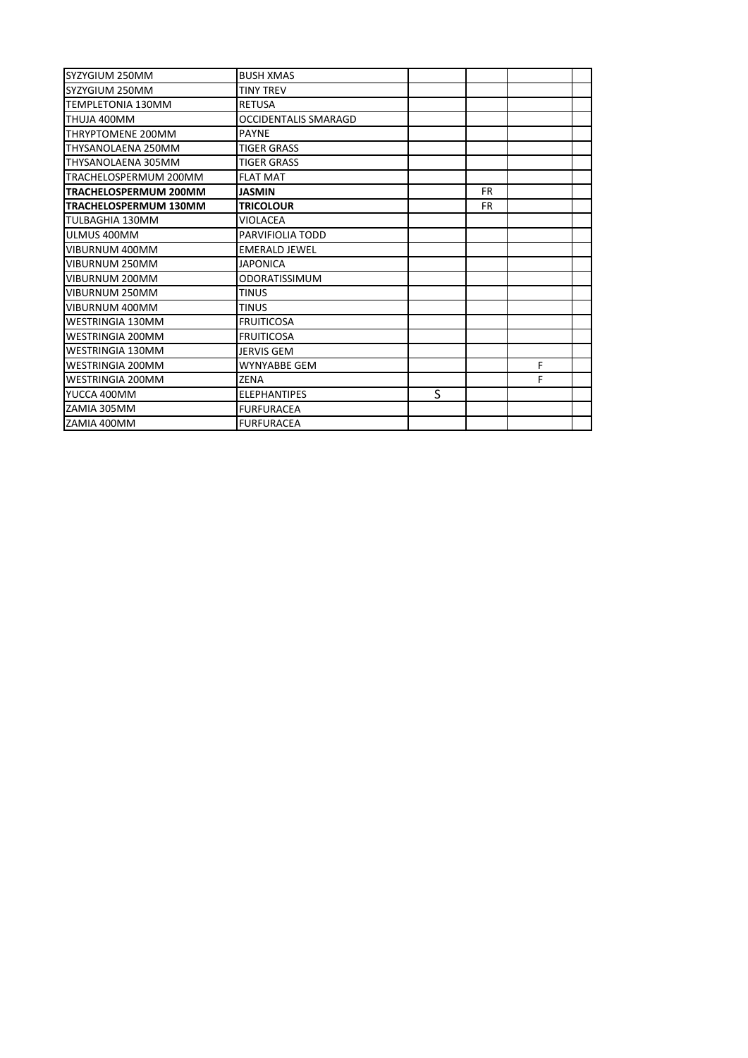| | | | | | |
|---|---|---|---|---|---|
| SYZYGIUM 250MM | BUSH XMAS | | | | |
| SYZYGIUM 250MM | TINY TREV | | | | |
| TEMPLETONIA 130MM | RETUSA | | | | |
| THUJA 400MM | OCCIDENTALIS SMARAGD | | | | |
| THRYPTOMENE 200MM | PAYNE | | | | |
| THYSANOLAENA 250MM | TIGER GRASS | | | | |
| THYSANOLAENA 305MM | TIGER GRASS | | | | |
| TRACHELOSPERMUM 200MM | FLAT MAT | | | | |
| **TRACHELOSPERMUM 200MM** | **JASMIN** | | FR | | |
| **TRACHELOSPERMUM 130MM** | **TRICOLOUR** | | FR | | |
| TULBAGHIA 130MM | VIOLACEA | | | | |
| ULMUS 400MM | PARVIFIOLIA TODD | | | | |
| VIBURNUM 400MM | EMERALD JEWEL | | | | |
| VIBURNUM 250MM | JAPONICA | | | | |
| VIBURNUM 200MM | ODORATISSIMUM | | | | |
| VIBURNUM 250MM | TINUS | | | | |
| VIBURNUM 400MM | TINUS | | | | |
| WESTRINGIA 130MM | FRUITICOSA | | | | |
| WESTRINGIA 200MM | FRUITICOSA | | | | |
| WESTRINGIA 130MM | JERVIS GEM | | | | |
| WESTRINGIA 200MM | WYNYABBE GEM | | | F | |
| WESTRINGIA 200MM | ZENA | | | F | |
| YUCCA 400MM | ELEPHANTIPES | S | | | |
| ZAMIA 305MM | FURFURACEA | | | | |
| ZAMIA 400MM | FURFURACEA | | | | |